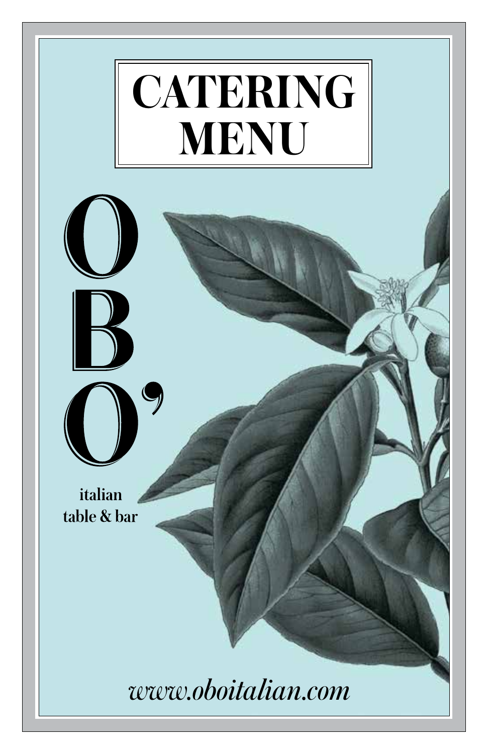# CATERING MENU

# OBO'

italian
table & bar

*www.oboitalian.com*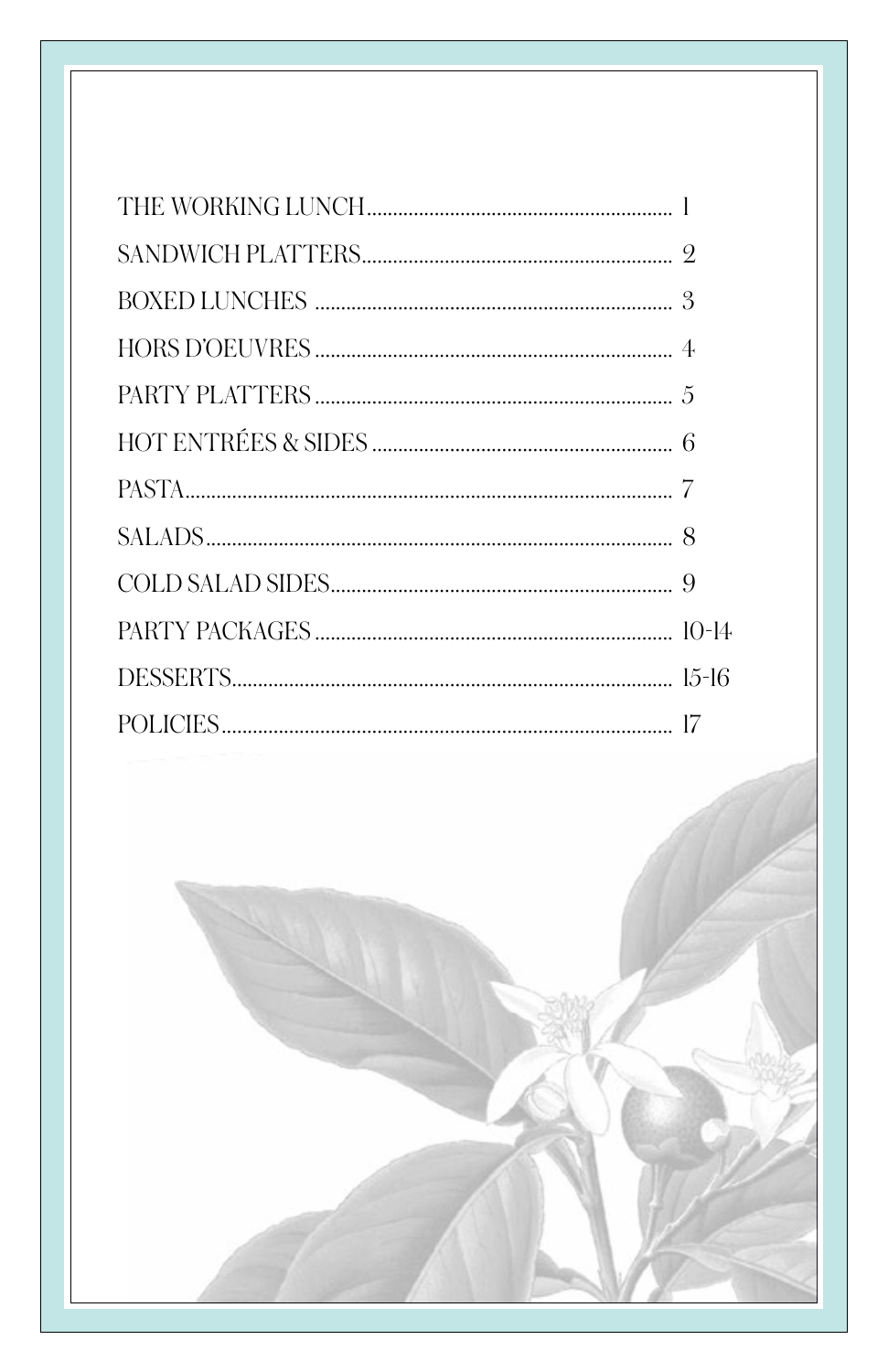THE WORKING LUNCH .......... 1

SANDWICH PLATTERS .......... 2

BOXED LUNCHES .......... 3

HORS D'OEUVRES .......... 4

PARTY PLATTERS .......... 5

HOT ENTRÉES & SIDES .......... 6

PASTA .......... 7

SALADS .......... 8

COLD SALAD SIDES .......... 9

PARTY PACKAGES .......... 10-14

DESSERTS .......... 15-16

POLICIES .......... 17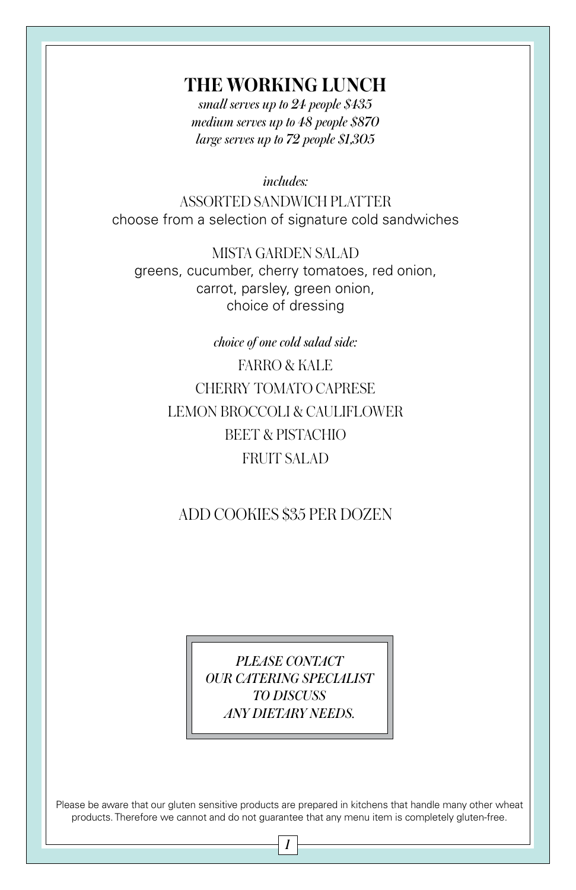# THE WORKING LUNCH

*small serves up to 24 people $435*
*medium serves up to 48 people $870*
*large serves up to 72 people $1,305*

*includes:*

ASSORTED SANDWICH PLATTER
choose from a selection of signature cold sandwiches

MISTA GARDEN SALAD
greens, cucumber, cherry tomatoes, red onion, carrot, parsley, green onion, choice of dressing

*choice of one cold salad side:*

FARRO & KALE
CHERRY TOMATO CAPRESE
LEMON BROCCOLI & CAULIFLOWER
BEET & PISTACHIO
FRUIT SALAD

ADD COOKIES $35 PER DOZEN

*PLEASE CONTACT OUR CATERING SPECIALIST TO DISCUSS ANY DIETARY NEEDS.*

Please be aware that our gluten sensitive products are prepared in kitchens that handle many other wheat products. Therefore we cannot and do not guarantee that any menu item is completely gluten-free.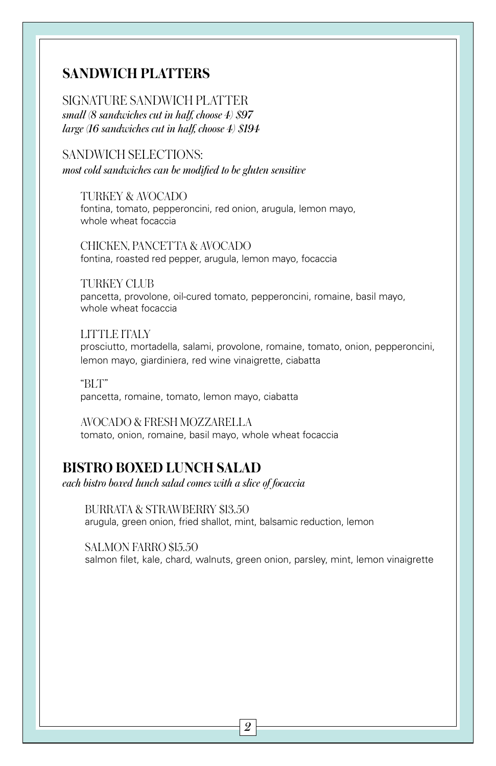## SANDWICH PLATTERS

### SIGNATURE SANDWICH PLATTER

*small (8 sandwiches cut in half, choose 4) $97*
*large (16 sandwiches cut in half, choose 4) $194*

### SANDWICH SELECTIONS:

*most cold sandwiches can be modified to be gluten sensitive*

TURKEY & AVOCADO
fontina, tomato, pepperoncini, red onion, arugula, lemon mayo, whole wheat focaccia

CHICKEN, PANCETTA & AVOCADO
fontina, roasted red pepper, arugula, lemon mayo, focaccia

TURKEY CLUB
pancetta, provolone, oil-cured tomato, pepperoncini, romaine, basil mayo, whole wheat focaccia

LITTLE ITALY
prosciutto, mortadella, salami, provolone, romaine, tomato, onion, pepperoncini, lemon mayo, giardiniera, red wine vinaigrette, ciabatta

"BLT"
pancetta, romaine, tomato, lemon mayo, ciabatta

AVOCADO & FRESH MOZZARELLA
tomato, onion, romaine, basil mayo, whole wheat focaccia

## BISTRO BOXED LUNCH SALAD

*each bistro boxed lunch salad comes with a slice of focaccia*

BURRATA & STRAWBERRY $13.50
arugula, green onion, fried shallot, mint, balsamic reduction, lemon

SALMON FARRO $15.50
salmon filet, kale, chard, walnuts, green onion, parsley, mint, lemon vinaigrette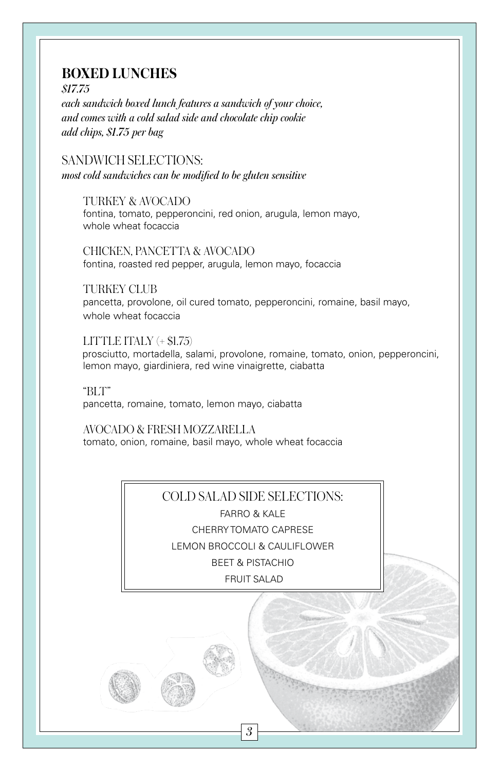## BOXED LUNCHES

*$17.75*

*each sandwich boxed lunch features a sandwich of your choice, and comes with a cold salad side and chocolate chip cookie*

*add chips, $1.75 per bag*

### SANDWICH SELECTIONS:

*most cold sandwiches can be modified to be gluten sensitive*

TURKEY & AVOCADO
fontina, tomato, pepperoncini, red onion, arugula, lemon mayo, whole wheat focaccia

CHICKEN, PANCETTA & AVOCADO
fontina, roasted red pepper, arugula, lemon mayo, focaccia

TURKEY CLUB
pancetta, provolone, oil cured tomato, pepperoncini, romaine, basil mayo, whole wheat focaccia

LITTLE ITALY (+ $1.75)
prosciutto, mortadella, salami, provolone, romaine, tomato, onion, pepperoncini, lemon mayo, giardiniera, red wine vinaigrette, ciabatta

"BLT"
pancetta, romaine, tomato, lemon mayo, ciabatta

AVOCADO & FRESH MOZZARELLA
tomato, onion, romaine, basil mayo, whole wheat focaccia

### COLD SALAD SIDE SELECTIONS:

FARRO & KALE

CHERRY TOMATO CAPRESE

LEMON BROCCOLI & CAULIFLOWER

BEET & PISTACHIO

FRUIT SALAD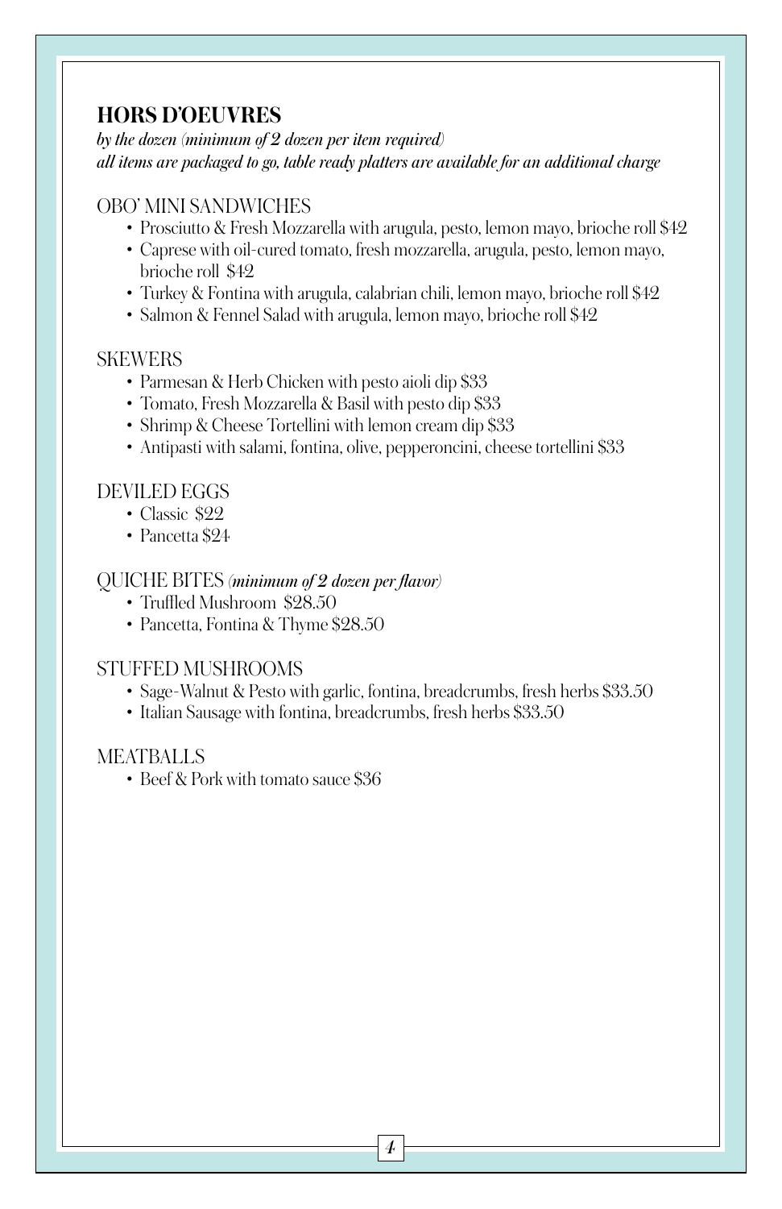## HORS D'OEUVRES

*by the dozen (minimum of 2 dozen per item required)*
*all items are packaged to go, table ready platters are available for an additional charge*

### OBO' MINI SANDWICHES

- Prosciutto & Fresh Mozzarella with arugula, pesto, lemon mayo, brioche roll $42
- Caprese with oil-cured tomato, fresh mozzarella, arugula, pesto, lemon mayo, brioche roll $42
- Turkey & Fontina with arugula, calabrian chili, lemon mayo, brioche roll $42
- Salmon & Fennel Salad with arugula, lemon mayo, brioche roll $42

### SKEWERS

- Parmesan & Herb Chicken with pesto aioli dip $33
- Tomato, Fresh Mozzarella & Basil with pesto dip $33
- Shrimp & Cheese Tortellini with lemon cream dip $33
- Antipasti with salami, fontina, olive, pepperoncini, cheese tortellini $33

### DEVILED EGGS

- Classic $22
- Pancetta $24

### QUICHE BITES *(minimum of 2 dozen per flavor)*

- Truffled Mushroom $28.50
- Pancetta, Fontina & Thyme $28.50

### STUFFED MUSHROOMS

- Sage-Walnut & Pesto with garlic, fontina, breadcrumbs, fresh herbs $33.50
- Italian Sausage with fontina, breadcrumbs, fresh herbs $33.50

### MEATBALLS

- Beef & Pork with tomato sauce $36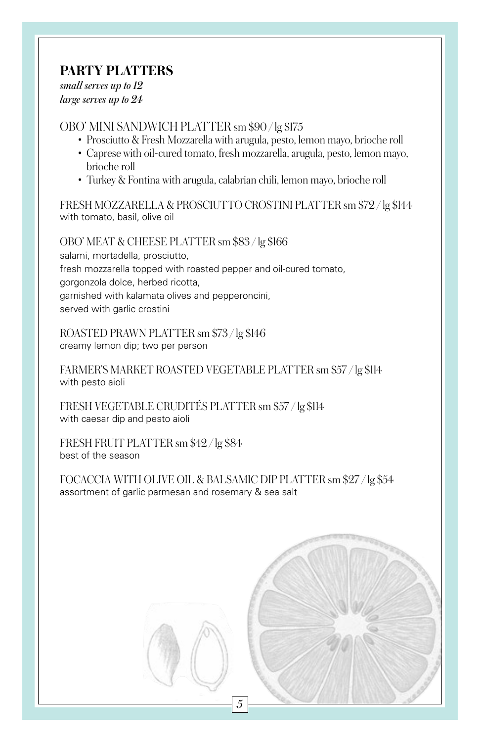## PARTY PLATTERS

*small serves up to 12*
*large serves up to 24*

OBO' MINI SANDWICH PLATTER sm $90 / lg $175

- Prosciutto & Fresh Mozzarella with arugula, pesto, lemon mayo, brioche roll
- Caprese with oil-cured tomato, fresh mozzarella, arugula, pesto, lemon mayo, brioche roll
- Turkey & Fontina with arugula, calabrian chili, lemon mayo, brioche roll

FRESH MOZZARELLA & PROSCIUTTO CROSTINI PLATTER sm $72 / lg $144
with tomato, basil, olive oil

OBO' MEAT & CHEESE PLATTER sm $83 / lg $166
salami, mortadella, prosciutto,
fresh mozzarella topped with roasted pepper and oil-cured tomato,
gorgonzola dolce, herbed ricotta,
garnished with kalamata olives and pepperoncini,
served with garlic crostini

ROASTED PRAWN PLATTER sm $73 / lg $146
creamy lemon dip; two per person

FARMER'S MARKET ROASTED VEGETABLE PLATTER sm $57 / lg $114
with pesto aioli

FRESH VEGETABLE CRUDITÉS PLATTER sm $57 / lg $114
with caesar dip and pesto aioli

FRESH FRUIT PLATTER sm $42 / lg $84
best of the season

FOCACCIA WITH OLIVE OIL & BALSAMIC DIP PLATTER sm $27 / lg $54
assortment of garlic parmesan and rosemary & sea salt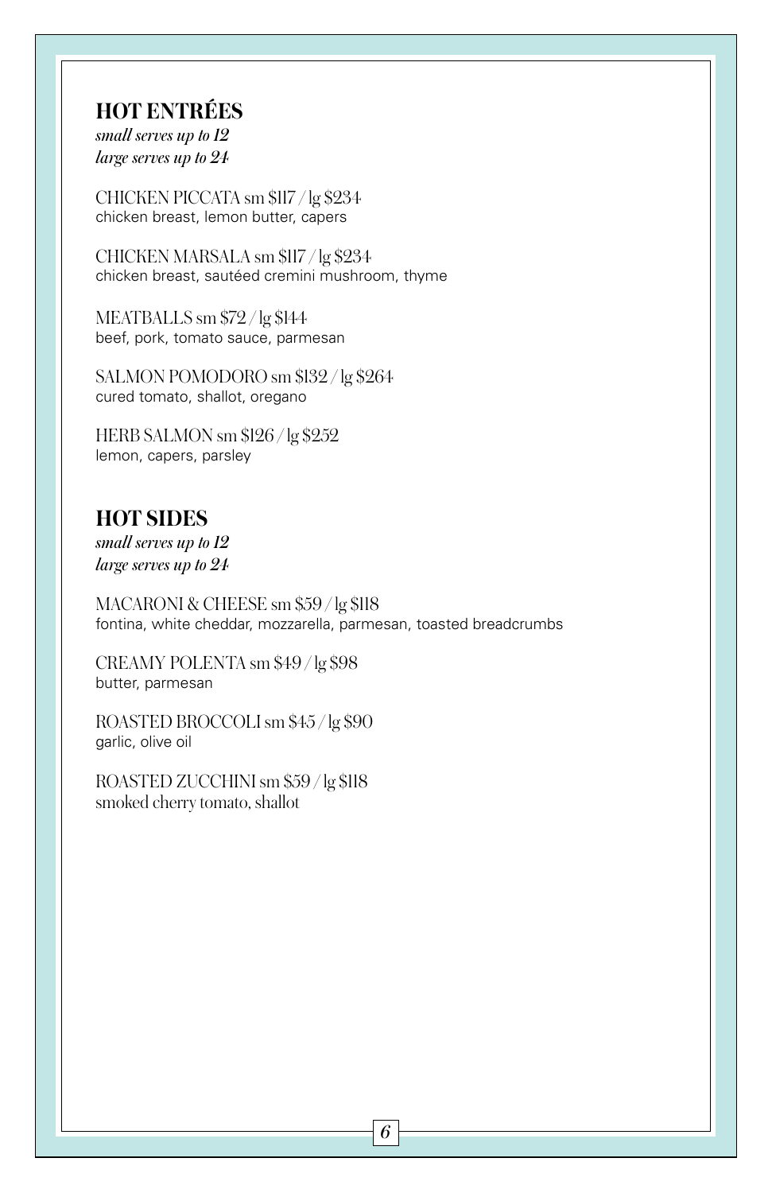## HOT ENTRÉES

*small serves up to 12*
*large serves up to 24*

CHICKEN PICCATA sm $117 / lg $234
chicken breast, lemon butter, capers

CHICKEN MARSALA sm $117 / lg $234
chicken breast, sautéed cremini mushroom, thyme

MEATBALLS sm $72 / lg $144
beef, pork, tomato sauce, parmesan

SALMON POMODORO sm $132 / lg $264
cured tomato, shallot, oregano

HERB SALMON sm $126 / lg $252
lemon, capers, parsley

## HOT SIDES

*small serves up to 12*
*large serves up to 24*

MACARONI & CHEESE sm $59 / lg $118
fontina, white cheddar, mozzarella, parmesan, toasted breadcrumbs

CREAMY POLENTA sm $49 / lg $98
butter, parmesan

ROASTED BROCCOLI sm $45 / lg $90
garlic, olive oil

ROASTED ZUCCHINI sm $59 / lg $118
smoked cherry tomato, shallot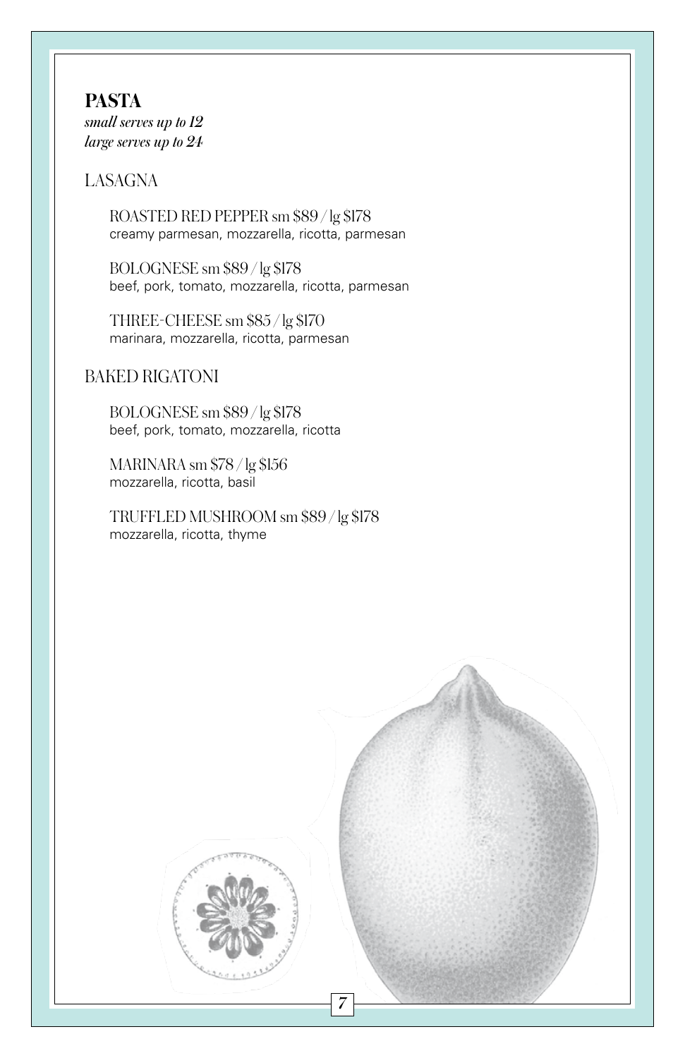## PASTA

*small serves up to 12*
*large serves up to 24*

### LASAGNA

ROASTED RED PEPPER sm $89 / lg $178
creamy parmesan, mozzarella, ricotta, parmesan

BOLOGNESE sm $89 / lg $178
beef, pork, tomato, mozzarella, ricotta, parmesan

THREE-CHEESE sm $85 / lg $170
marinara, mozzarella, ricotta, parmesan

### BAKED RIGATONI

BOLOGNESE sm $89 / lg $178
beef, pork, tomato, mozzarella, ricotta

MARINARA sm $78 / lg $156
mozzarella, ricotta, basil

TRUFFLED MUSHROOM sm $89 / lg $178
mozzarella, ricotta, thyme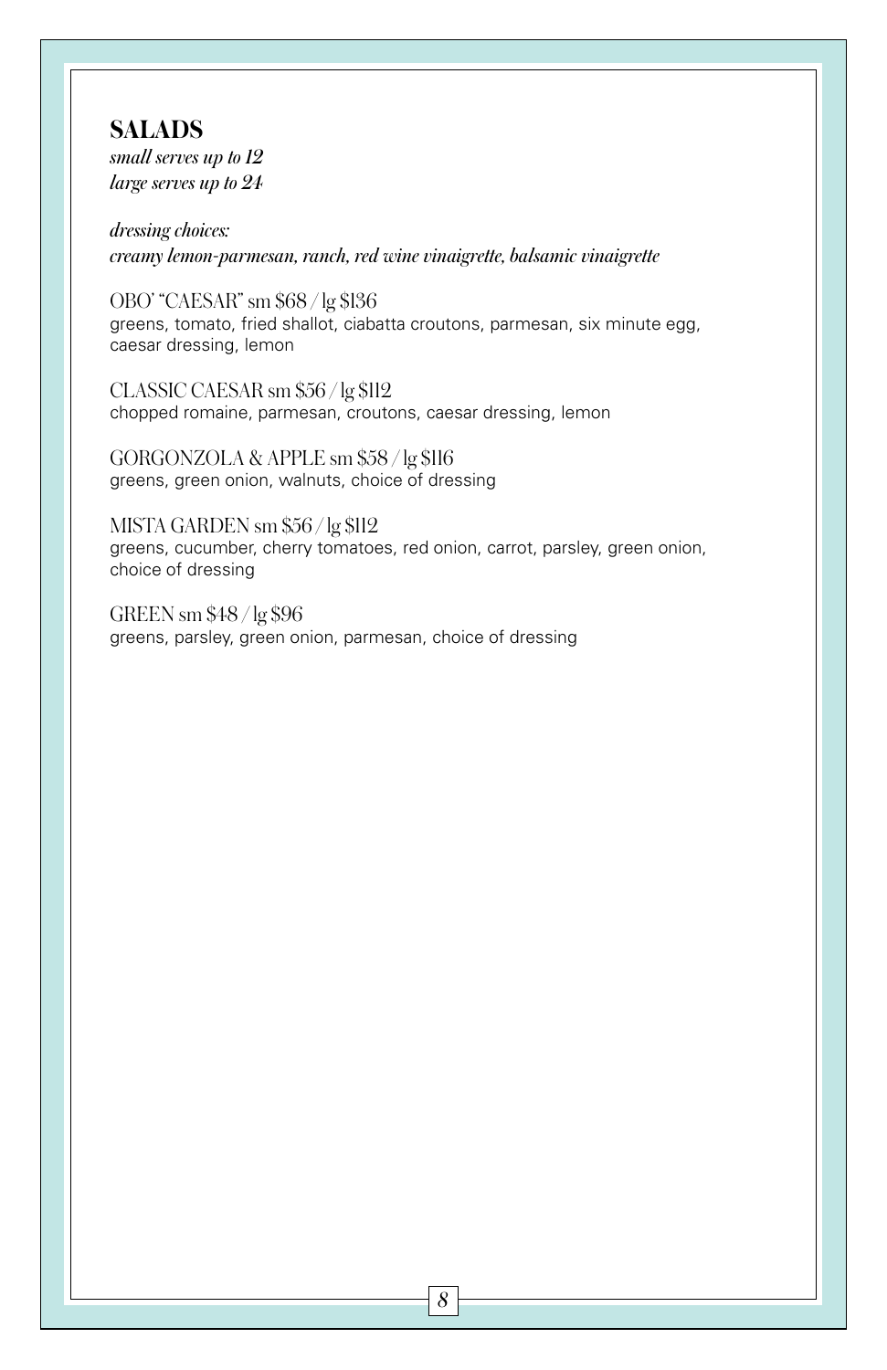## SALADS

*small serves up to 12*
*large serves up to 24*

*dressing choices:*
*creamy lemon-parmesan, ranch, red wine vinaigrette, balsamic vinaigrette*

OBO' "CAESAR" sm $68 / lg $136
greens, tomato, fried shallot, ciabatta croutons, parmesan, six minute egg, caesar dressing, lemon

CLASSIC CAESAR sm $56 / lg $112
chopped romaine, parmesan, croutons, caesar dressing, lemon

GORGONZOLA & APPLE sm $58 / lg $116
greens, green onion, walnuts, choice of dressing

MISTA GARDEN sm $56 / lg $112
greens, cucumber, cherry tomatoes, red onion, carrot, parsley, green onion, choice of dressing

GREEN sm $48 / lg $96
greens, parsley, green onion, parmesan, choice of dressing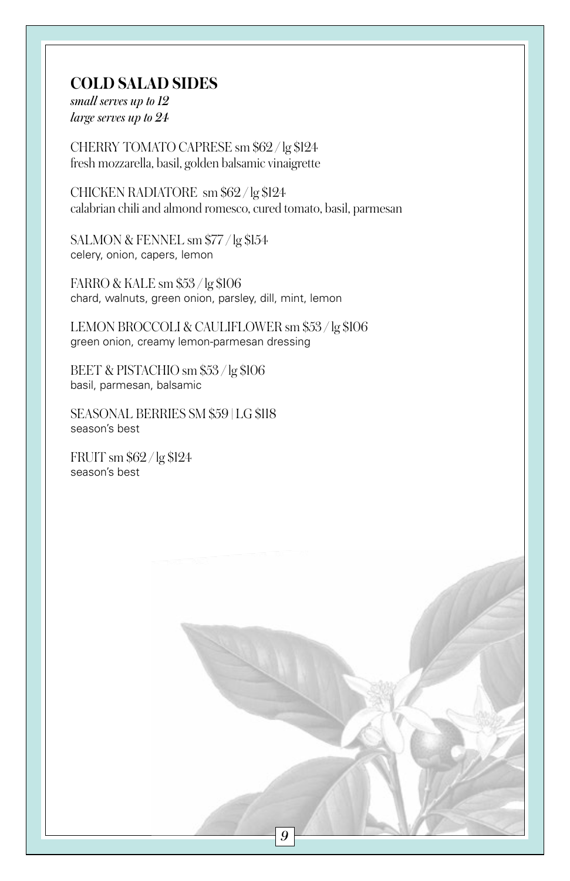## COLD SALAD SIDES

*small serves up to 12*
*large serves up to 24*

CHERRY TOMATO CAPRESE sm $62 / lg $124
fresh mozzarella, basil, golden balsamic vinaigrette

CHICKEN RADIATORE sm $62 / lg $124
calabrian chili and almond romesco, cured tomato, basil, parmesan

SALMON & FENNEL sm $77 / lg $154
celery, onion, capers, lemon

FARRO & KALE sm $53 / lg $106
chard, walnuts, green onion, parsley, dill, mint, lemon

LEMON BROCCOLI & CAULIFLOWER sm $53 / lg $106
green onion, creamy lemon-parmesan dressing

BEET & PISTACHIO sm $53 / lg $106
basil, parmesan, balsamic

SEASONAL BERRIES SM $59 | LG $118
season's best

FRUIT sm $62 / lg $124
season's best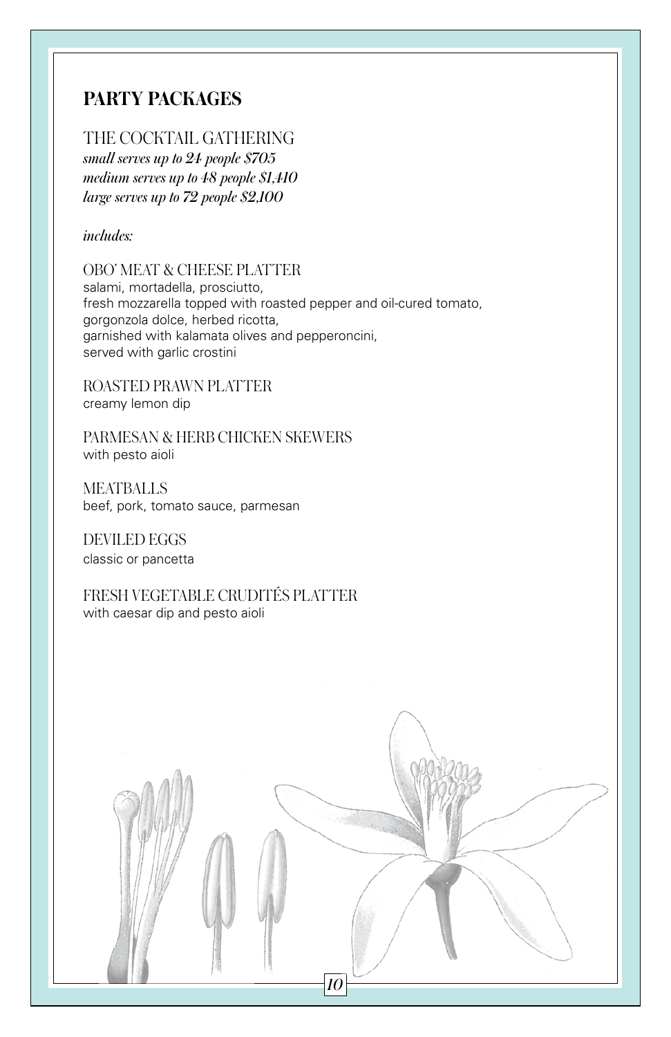## PARTY PACKAGES

### THE COCKTAIL GATHERING

*small serves up to 24 people $705*
*medium serves up to 48 people $1,410*
*large serves up to 72 people $2,100*

*includes:*

OBO' MEAT & CHEESE PLATTER
salami, mortadella, prosciutto,
fresh mozzarella topped with roasted pepper and oil-cured tomato,
gorgonzola dolce, herbed ricotta,
garnished with kalamata olives and pepperoncini,
served with garlic crostini

ROASTED PRAWN PLATTER
creamy lemon dip

PARMESAN & HERB CHICKEN SKEWERS
with pesto aioli

MEATBALLS
beef, pork, tomato sauce, parmesan

DEVILED EGGS
classic or pancetta

FRESH VEGETABLE CRUDITÉS PLATTER
with caesar dip and pesto aioli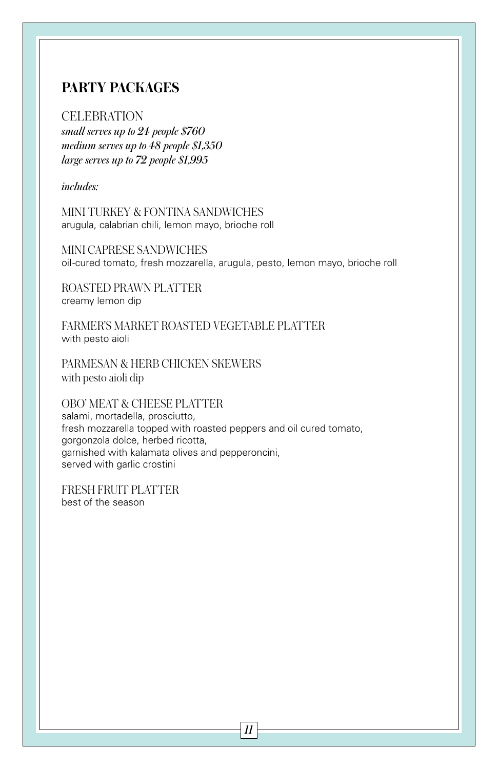## PARTY PACKAGES

### CELEBRATION

*small serves up to 24 people $760*
*medium serves up to 48 people $1,350*
*large serves up to 72 people $1,995*

*includes:*

MINI TURKEY & FONTINA SANDWICHES
arugula, calabrian chili, lemon mayo, brioche roll

MINI CAPRESE SANDWICHES
oil-cured tomato, fresh mozzarella, arugula, pesto, lemon mayo, brioche roll

ROASTED PRAWN PLATTER
creamy lemon dip

FARMER'S MARKET ROASTED VEGETABLE PLATTER
with pesto aioli

PARMESAN & HERB CHICKEN SKEWERS
with pesto aioli dip

OBO' MEAT & CHEESE PLATTER
salami, mortadella, prosciutto,
fresh mozzarella topped with roasted peppers and oil cured tomato,
gorgonzola dolce, herbed ricotta,
garnished with kalamata olives and pepperoncini,
served with garlic crostini

FRESH FRUIT PLATTER
best of the season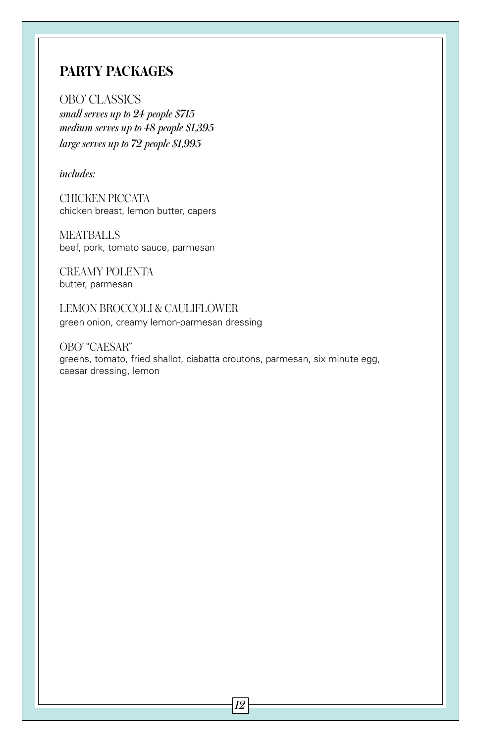## PARTY PACKAGES

OBO' CLASSICS

*small serves up to 24 people $715*
*medium serves up to 48 people $1,395*
*large serves up to 72 people $1,995*

*includes:*

CHICKEN PICCATA
chicken breast, lemon butter, capers

MEATBALLS
beef, pork, tomato sauce, parmesan

CREAMY POLENTA
butter, parmesan

LEMON BROCCOLI & CAULIFLOWER
green onion, creamy lemon-parmesan dressing

OBO' "CAESAR"
greens, tomato, fried shallot, ciabatta croutons, parmesan, six minute egg, caesar dressing, lemon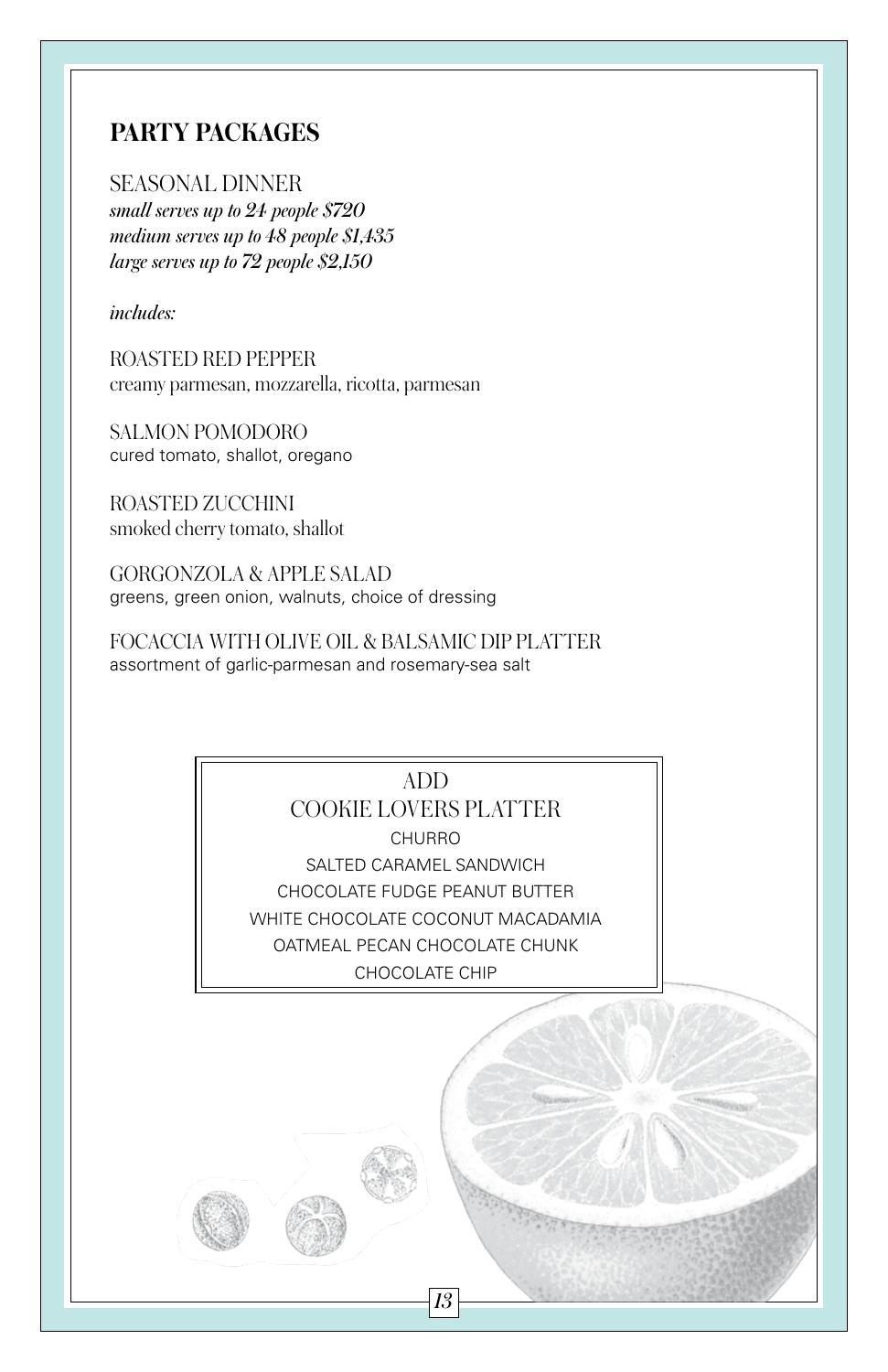## PARTY PACKAGES

SEASONAL DINNER
*small serves up to 24 people $720*
*medium serves up to 48 people $1,435*
*large serves up to 72 people $2,150*

*includes:*

ROASTED RED PEPPER
creamy parmesan, mozzarella, ricotta, parmesan

SALMON POMODORO
cured tomato, shallot, oregano

ROASTED ZUCCHINI
smoked cherry tomato, shallot

GORGONZOLA & APPLE SALAD
greens, green onion, walnuts, choice of dressing

FOCACCIA WITH OLIVE OIL & BALSAMIC DIP PLATTER
assortment of garlic-parmesan and rosemary-sea salt

ADD
COOKIE LOVERS PLATTER

CHURRO
SALTED CARAMEL SANDWICH
CHOCOLATE FUDGE PEANUT BUTTER
WHITE CHOCOLATE COCONUT MACADAMIA
OATMEAL PECAN CHOCOLATE CHUNK
CHOCOLATE CHIP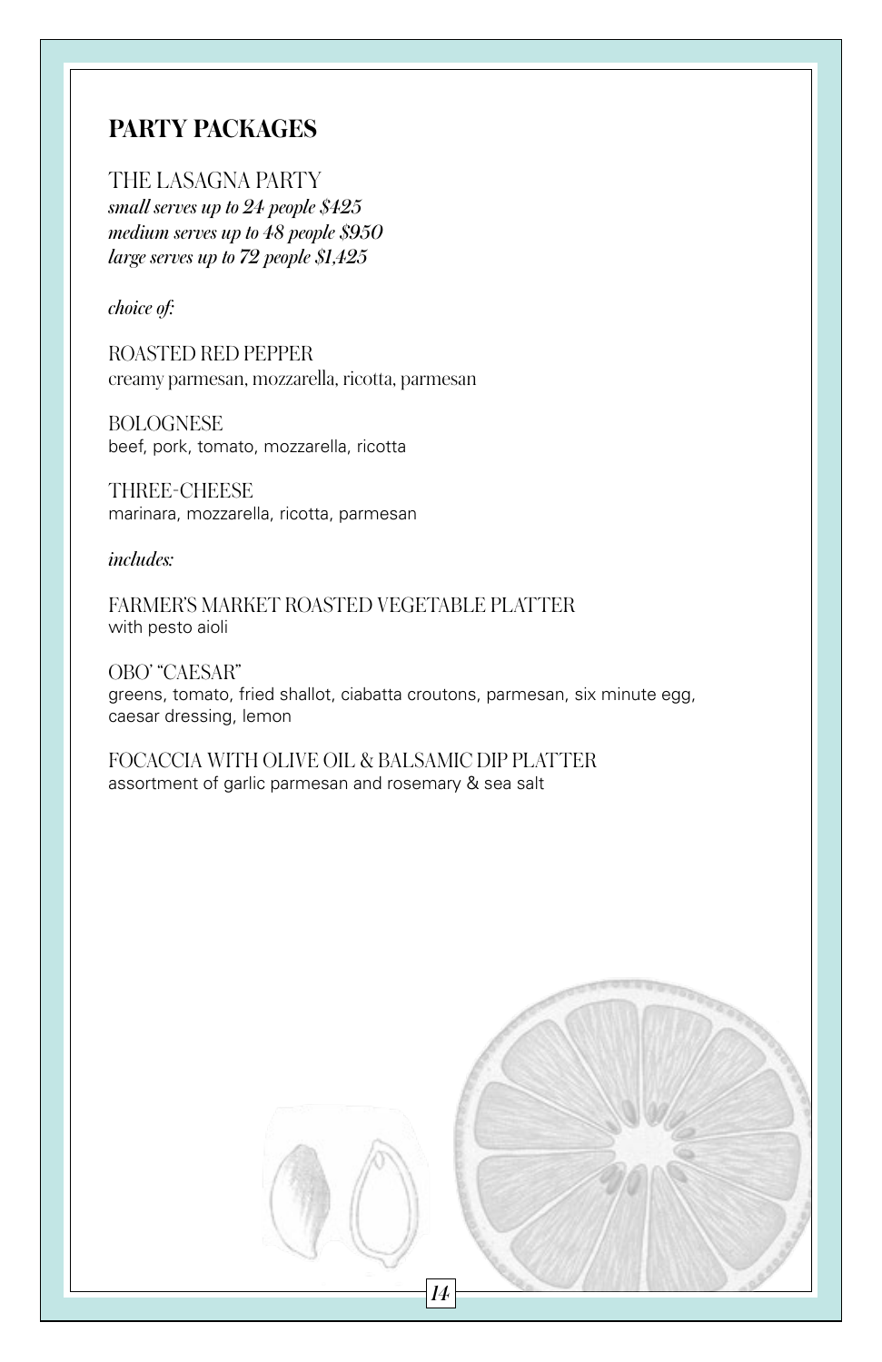## PARTY PACKAGES

THE LASAGNA PARTY
*small serves up to 24 people $425*
*medium serves up to 48 people $950*
*large serves up to 72 people $1,425*

*choice of:*

ROASTED RED PEPPER
creamy parmesan, mozzarella, ricotta, parmesan

BOLOGNESE
beef, pork, tomato, mozzarella, ricotta

THREE-CHEESE
marinara, mozzarella, ricotta, parmesan

*includes:*

FARMER'S MARKET ROASTED VEGETABLE PLATTER
with pesto aioli

OBO' "CAESAR"
greens, tomato, fried shallot, ciabatta croutons, parmesan, six minute egg, caesar dressing, lemon

FOCACCIA WITH OLIVE OIL & BALSAMIC DIP PLATTER
assortment of garlic parmesan and rosemary & sea salt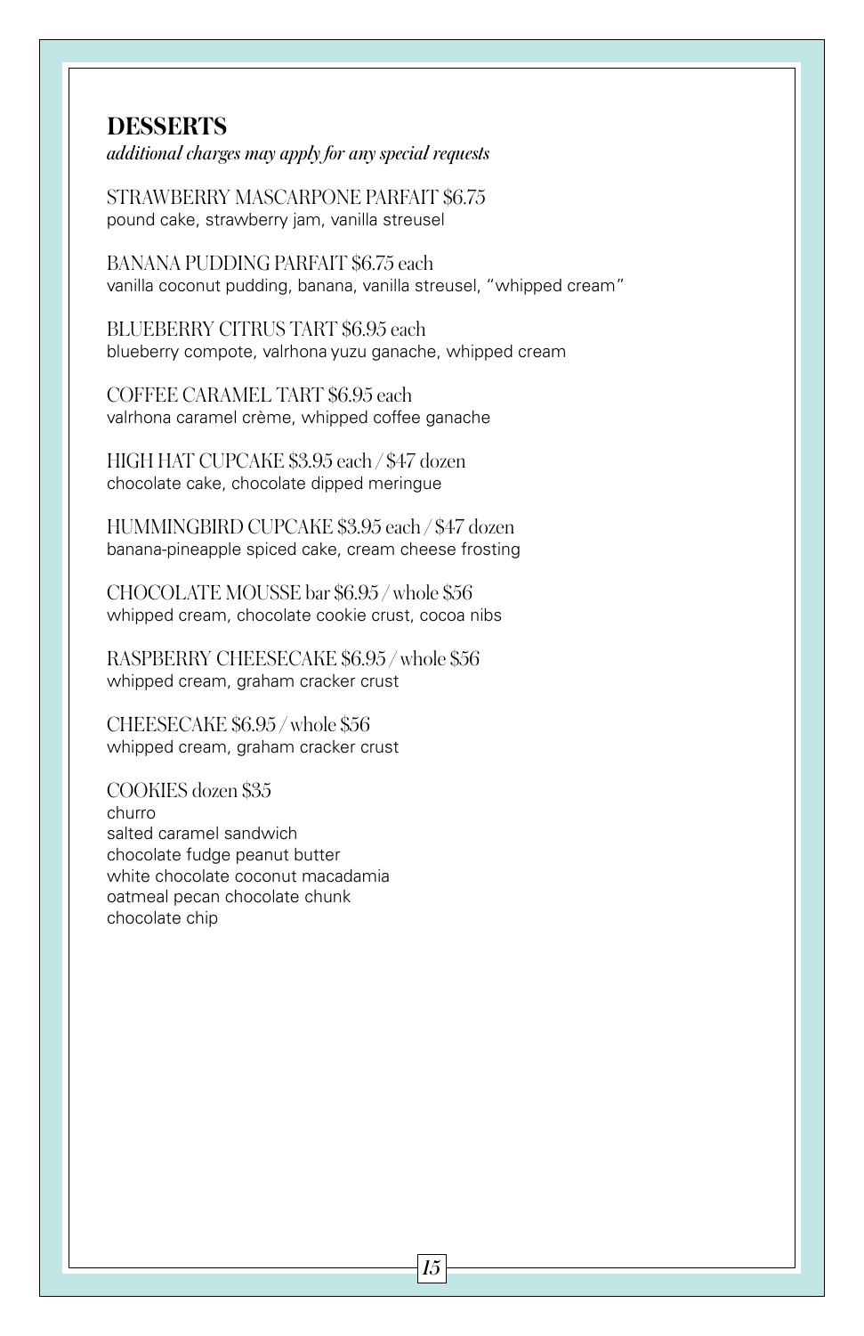## DESSERTS

*additional charges may apply for any special requests*

STRAWBERRY MASCARPONE PARFAIT $6.75
pound cake, strawberry jam, vanilla streusel

BANANA PUDDING PARFAIT $6.75 each
vanilla coconut pudding, banana, vanilla streusel, "whipped cream"

BLUEBERRY CITRUS TART $6.95 each
blueberry compote, valrhona yuzu ganache, whipped cream

COFFEE CARAMEL TART $6.95 each
valrhona caramel crème, whipped coffee ganache

HIGH HAT CUPCAKE $3.95 each / $47 dozen
chocolate cake, chocolate dipped meringue

HUMMINGBIRD CUPCAKE $3.95 each / $47 dozen
banana-pineapple spiced cake, cream cheese frosting

CHOCOLATE MOUSSE bar $6.95 / whole $56
whipped cream, chocolate cookie crust, cocoa nibs

RASPBERRY CHEESECAKE $6.95 / whole $56
whipped cream, graham cracker crust

CHEESECAKE $6.95 / whole $56
whipped cream, graham cracker crust

COOKIES dozen $35
churro
salted caramel sandwich
chocolate fudge peanut butter
white chocolate coconut macadamia
oatmeal pecan chocolate chunk
chocolate chip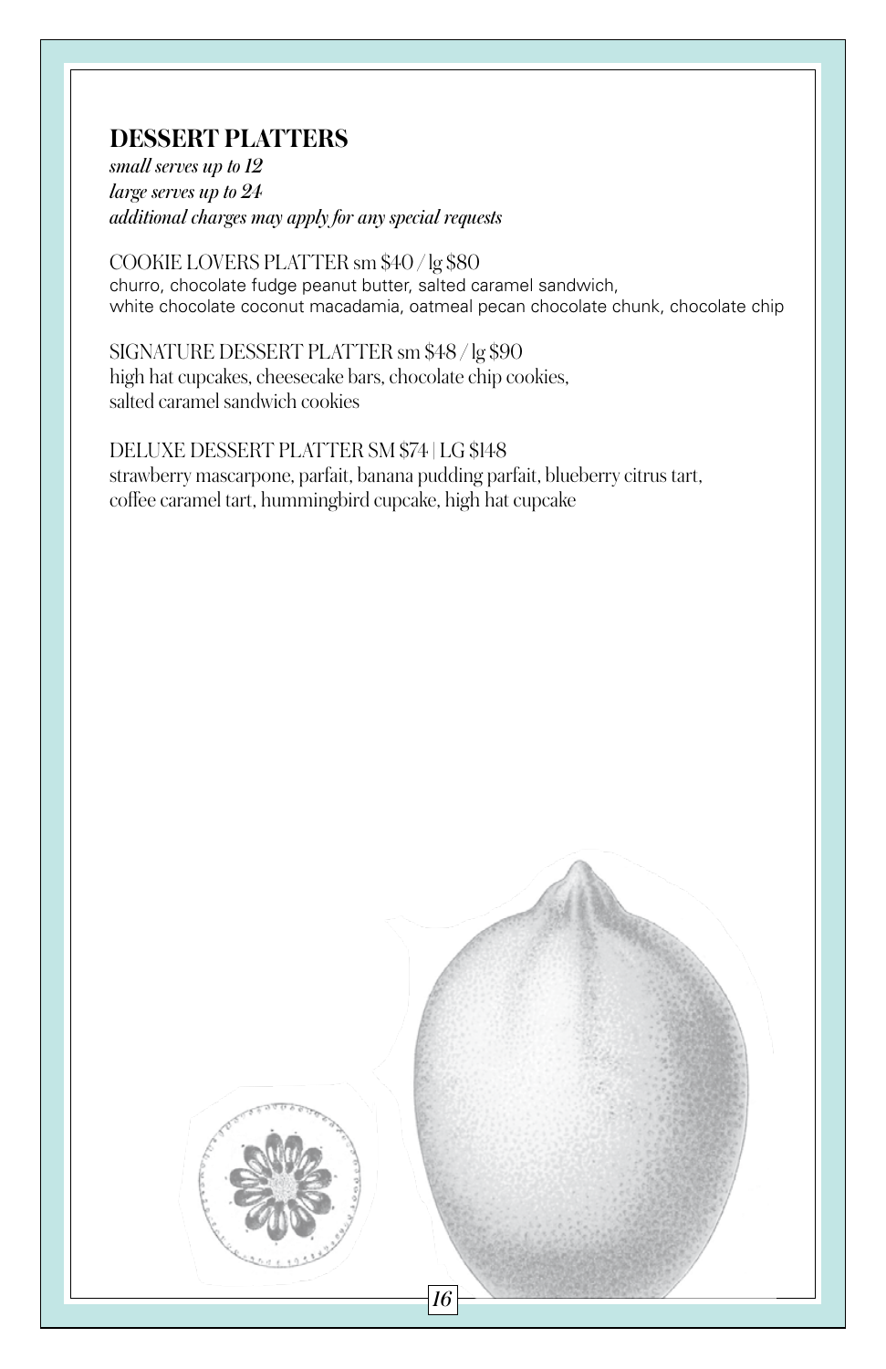## DESSERT PLATTERS

*small serves up to 12*
*large serves up to 24*
*additional charges may apply for any special requests*

COOKIE LOVERS PLATTER sm $40 / lg $80
churro, chocolate fudge peanut butter, salted caramel sandwich, white chocolate coconut macadamia, oatmeal pecan chocolate chunk, chocolate chip

SIGNATURE DESSERT PLATTER sm $48 / lg $90
high hat cupcakes, cheesecake bars, chocolate chip cookies, salted caramel sandwich cookies

DELUXE DESSERT PLATTER SM $74 | LG $148
strawberry mascarpone, parfait, banana pudding parfait, blueberry citrus tart, coffee caramel tart, hummingbird cupcake, high hat cupcake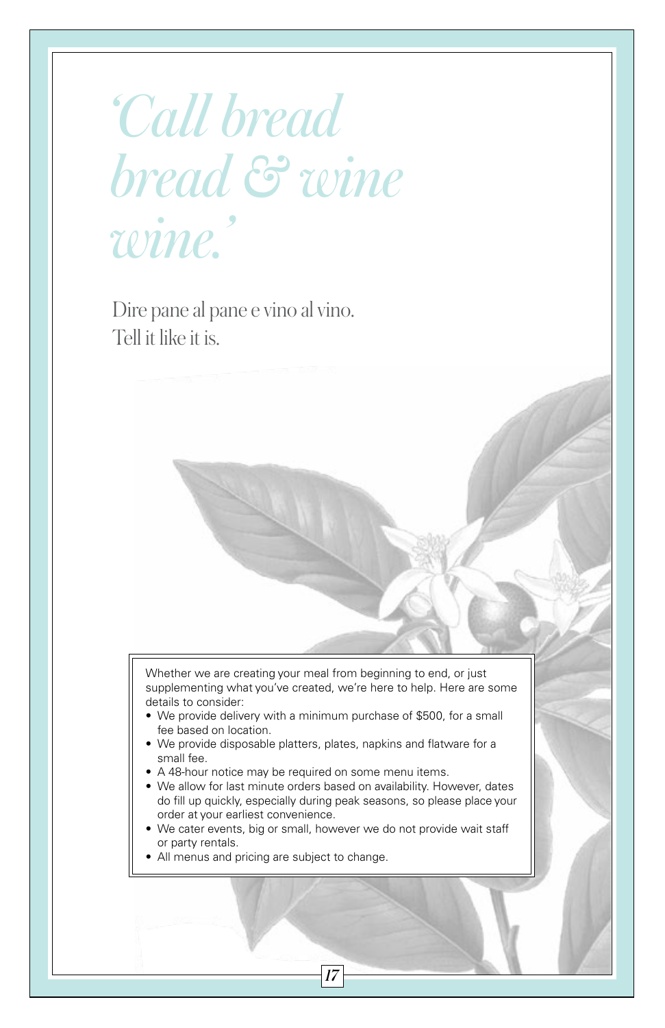# *'Call bread bread & wine wine.'*

Dire pane al pane e vino al vino.
Tell it like it is.

Whether we are creating your meal from beginning to end, or just supplementing what you've created, we're here to help. Here are some details to consider:

- We provide delivery with a minimum purchase of $500, for a small fee based on location.
- We provide disposable platters, plates, napkins and flatware for a small fee.
- A 48-hour notice may be required on some menu items.
- We allow for last minute orders based on availability. However, dates do fill up quickly, especially during peak seasons, so please place your order at your earliest convenience.
- We cater events, big or small, however we do not provide wait staff or party rentals.
- All menus and pricing are subject to change.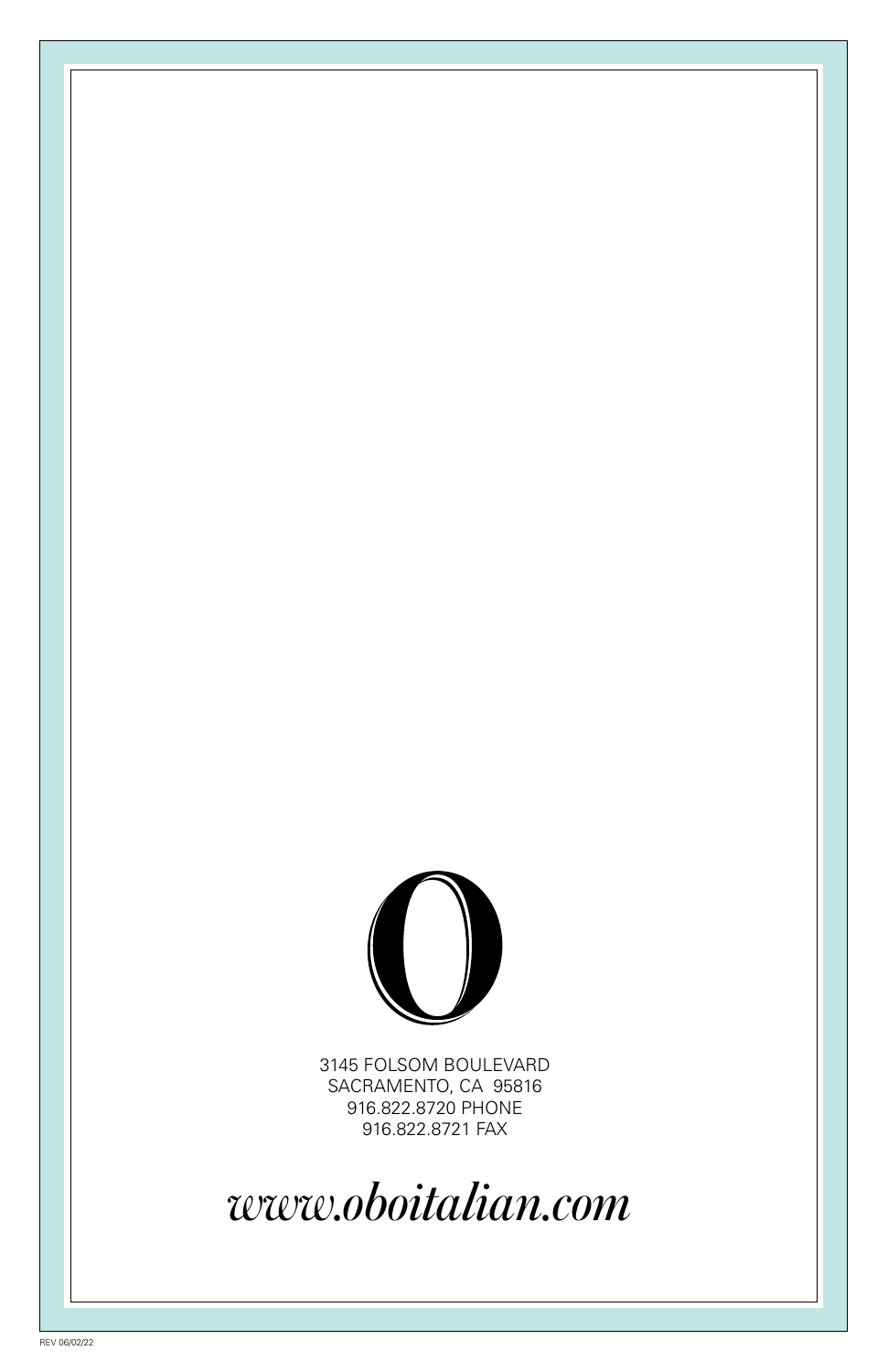O

3145 FOLSOM BOULEVARD
SACRAMENTO, CA 95816
916.822.8720 PHONE
916.822.8721 FAX

*www.oboitalian.com*

REV 06/02/22